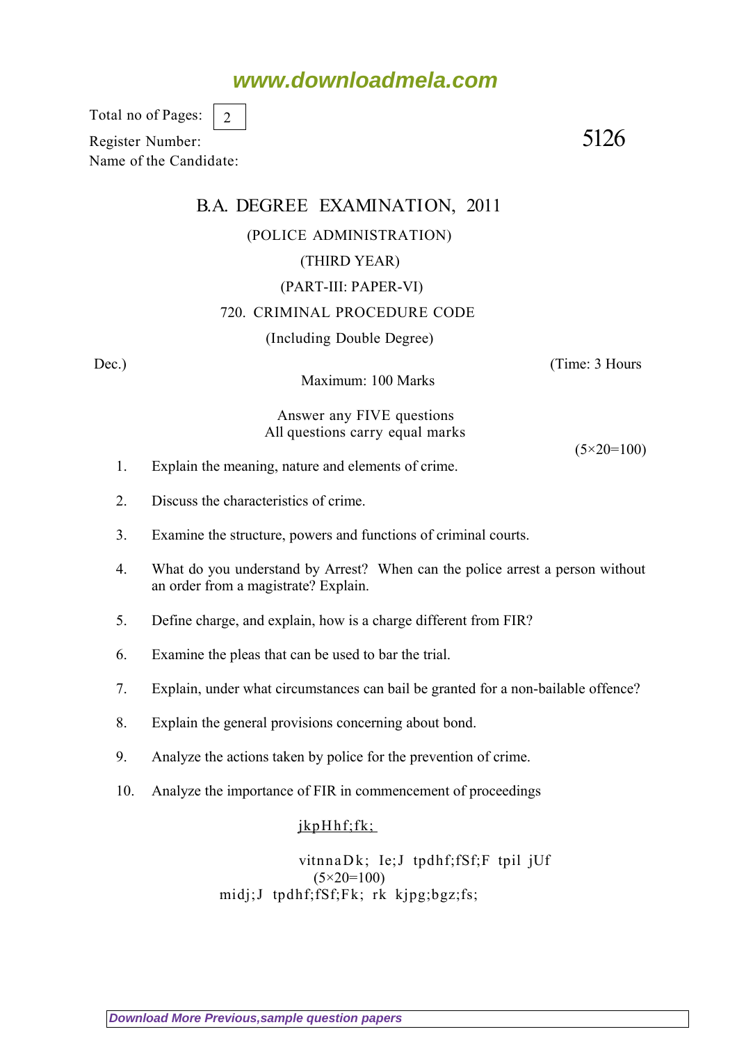www.downloadmela.com

Total no of Pages: 2

Register Number:

5126

Name of the Candidate:

# B.A. DEGREE EXAMINATION, 2011

## (POLICE ADMINISTRATION)

## (THIRD YEAR)

## (PART-III: PAPER-VI)

## 720. CRIMINAL PROCEDURE CODE

(Including Double Degree)

Dec.) (Time: 3 Hours

Maximum: 100 Marks

Answer any FIVE questions
All questions carry equal marks

(5×20=100)

1. Explain the meaning, nature and elements of crime.

2. Discuss the characteristics of crime.

3. Examine the structure, powers and functions of criminal courts.

4. What do you understand by Arrest? When can the police arrest a person without an order from a magistrate? Explain.

5. Define charge, and explain, how is a charge different from FIR?

6. Examine the pleas that can be used to bar the trial.

7. Explain, under what circumstances can bail be granted for a non-bailable offence?

8. Explain the general provisions concerning about bond.

9. Analyze the actions taken by police for the prevention of crime.

10. Analyze the importance of FIR in commencement of proceedings

jkpHhf;fk;

vitnnaDk; Ie;J tpdhf;fSf;F tpil jUf
(5×20=100)
midj;J tpdhf;fSf;Fk; rk kjpg;bgz;fs;

Download More Previous,sample question papers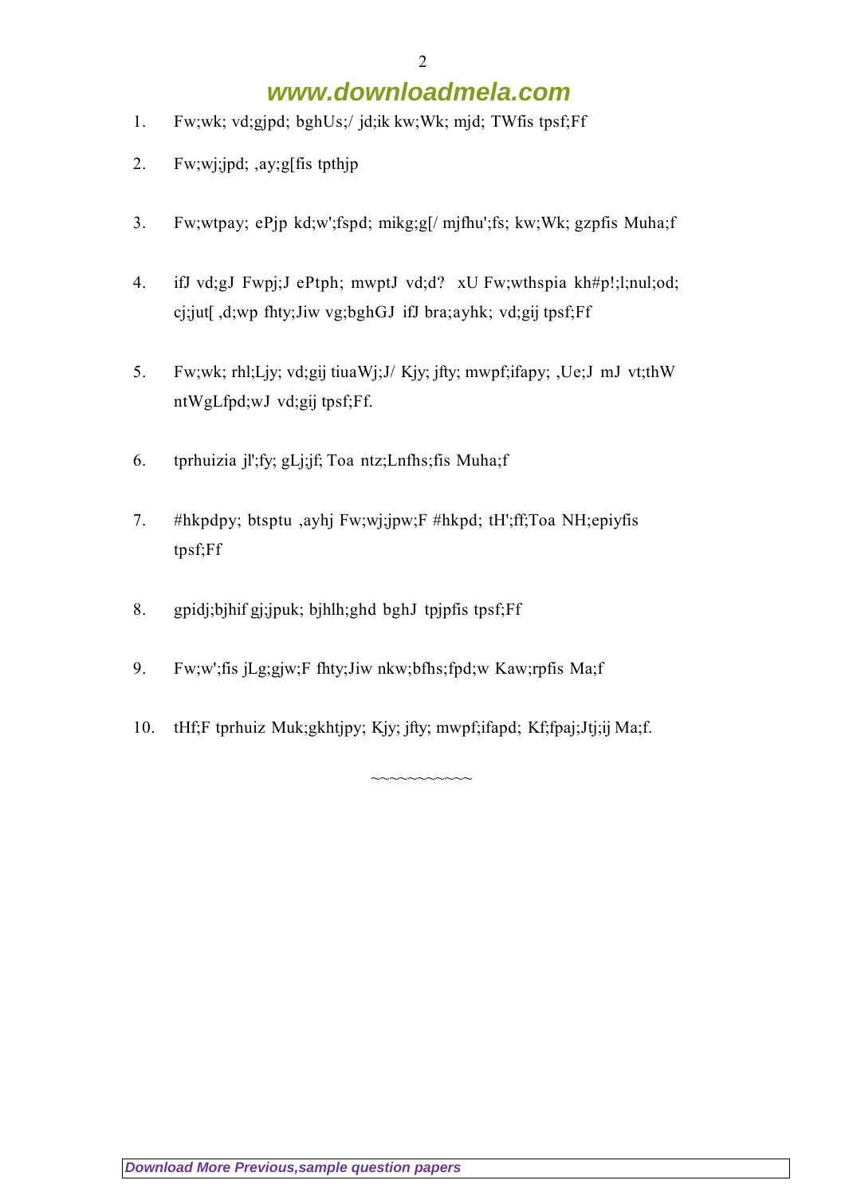1. Fw;wk; vd;gjpd; bghUs;/ jd;ik kw;Wk; mjd; TWfis tpsf;Ff

2. Fw;wj;jpd; ,ay;g[fis tpthjp

3. Fw;wtpay; ePjp kd;w';fspd; mikg;g[/ mjfhu';fs; kw;Wk; gzpfis Muha;f

4. ifJ vd;gJ Fwpj;J ePtph; mwptJ vd;d? xU Fw;wthspia kh#p!;l;nul;od; cj;jut[ ,d;wp fhty;Jiw vg;bghGJ ifJ bra;ayhk; vd;gij tpsf;Ff

5. Fw;wk; rhl;Ljy; vd;gij tiuaWj;J/ Kjy; jfty; mwpf;ifapy; ,Ue;J mJ vt;thW ntWgLfpd;wJ vd;gij tpsf;Ff.

6. tprhuizia jl';fy; gLj;jf; Toa ntz;Lnfhs;fis Muha;f

7. #hkpdpy; btsptu ,ayhj Fw;wj;jpw;F #hkpd; tH';ff;Toa NH;epiyfis tpsf;Ff

8. gpidj;bjhif gj;jpuk; bjhlh;ghd bghJ tpjpfis tpsf;Ff

9. Fw;w';fis jLg;gjw;F fhty;Jiw nkw;bfhs;fpd;w Kaw;rpfis Ma;f

10. tHf;F tprhuiz Muk;gkhtjpy; Kjy; jfty; mwpf;ifapd; Kf;fpaj;Jtj;ij Ma;f.

~~~~~~~~~~~